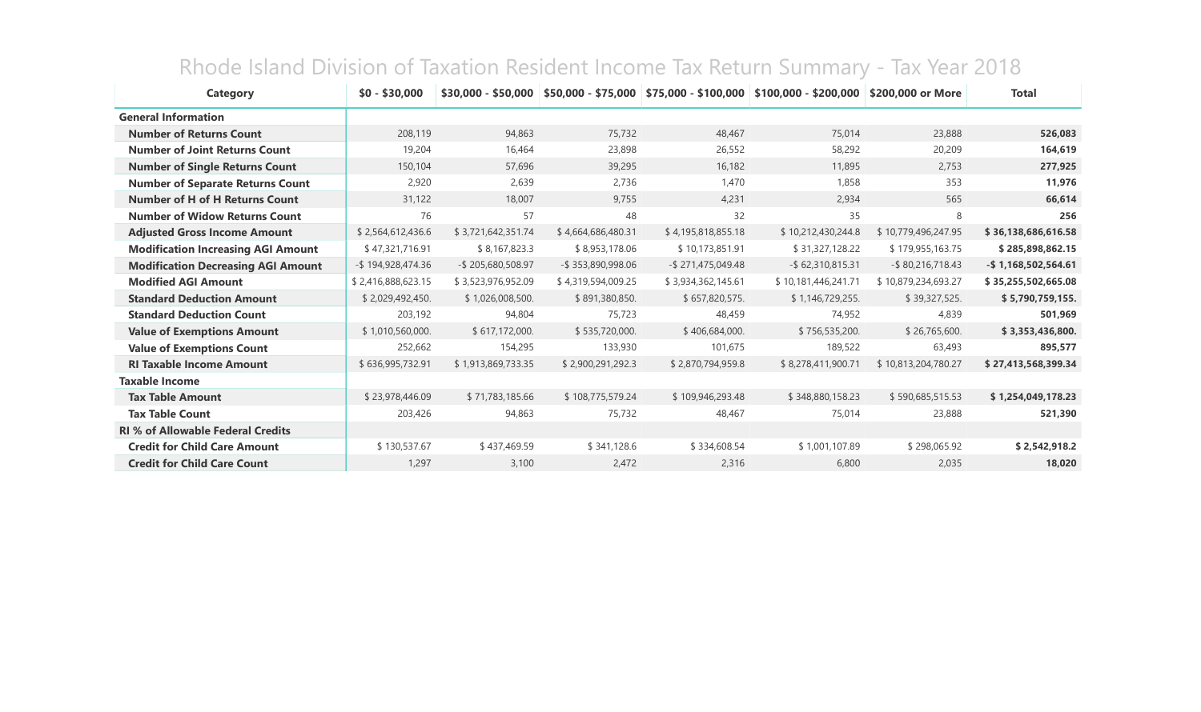# Rhode Island Division of Taxation Resident Income Tax Return Summary - Tax Year 2018

| Category | $0 - $30,000 | $30,000 - $50,000 | $50,000 - $75,000 | $75,000 - $100,000 | $100,000 - $200,000 | $200,000 or More | Total |
|---|---|---|---|---|---|---|---|
| **General Information** | | | | | | | |
| **Number of Returns Count** | 208,119 | 94,863 | 75,732 | 48,467 | 75,014 | 23,888 | **526,083** |
| **Number of Joint Returns Count** | 19,204 | 16,464 | 23,898 | 26,552 | 58,292 | 20,209 | **164,619** |
| **Number of Single Returns Count** | 150,104 | 57,696 | 39,295 | 16,182 | 11,895 | 2,753 | **277,925** |
| **Number of Separate Returns Count** | 2,920 | 2,639 | 2,736 | 1,470 | 1,858 | 353 | **11,976** |
| **Number of H of H Returns Count** | 31,122 | 18,007 | 9,755 | 4,231 | 2,934 | 565 | **66,614** |
| **Number of Widow Returns Count** | 76 | 57 | 48 | 32 | 35 | 8 | **256** |
| **Adjusted Gross Income Amount** | $ 2,564,612,436.6 | $ 3,721,642,351.74 | $ 4,664,686,480.31 | $ 4,195,818,855.18 | $ 10,212,430,244.8 | $ 10,779,496,247.95 | **$ 36,138,686,616.58** |
| **Modification Increasing AGI Amount** | $ 47,321,716.91 | $ 8,167,823.3 | $ 8,953,178.06 | $ 10,173,851.91 | $ 31,327,128.22 | $ 179,955,163.75 | **$ 285,898,862.15** |
| **Modification Decreasing AGI Amount** | -$ 194,928,474.36 | -$ 205,680,508.97 | -$ 353,890,998.06 | -$ 271,475,049.48 | -$ 62,310,815.31 | -$ 80,216,718.43 | **-$ 1,168,502,564.61** |
| **Modified AGI Amount** | $ 2,416,888,623.15 | $ 3,523,976,952.09 | $ 4,319,594,009.25 | $ 3,934,362,145.61 | $ 10,181,446,241.71 | $ 10,879,234,693.27 | **$ 35,255,502,665.08** |
| **Standard Deduction Amount** | $ 2,029,492,450. | $ 1,026,008,500. | $ 891,380,850. | $ 657,820,575. | $ 1,146,729,255. | $ 39,327,525. | **$ 5,790,759,155.** |
| **Standard Deduction Count** | 203,192 | 94,804 | 75,723 | 48,459 | 74,952 | 4,839 | **501,969** |
| **Value of Exemptions Amount** | $ 1,010,560,000. | $ 617,172,000. | $ 535,720,000. | $ 406,684,000. | $ 756,535,200. | $ 26,765,600. | **$ 3,353,436,800.** |
| **Value of Exemptions Count** | 252,662 | 154,295 | 133,930 | 101,675 | 189,522 | 63,493 | **895,577** |
| **RI Taxable Income Amount** | $ 636,995,732.91 | $ 1,913,869,733.35 | $ 2,900,291,292.3 | $ 2,870,794,959.8 | $ 8,278,411,900.71 | $ 10,813,204,780.27 | **$ 27,413,568,399.34** |
| **Taxable Income** | | | | | | | |
| **Tax Table Amount** | $ 23,978,446.09 | $ 71,783,185.66 | $ 108,775,579.24 | $ 109,946,293.48 | $ 348,880,158.23 | $ 590,685,515.53 | **$ 1,254,049,178.23** |
| **Tax Table Count** | 203,426 | 94,863 | 75,732 | 48,467 | 75,014 | 23,888 | **521,390** |
| **RI % of Allowable Federal Credits** | | | | | | | |
| **Credit for Child Care Amount** | $ 130,537.67 | $ 437,469.59 | $ 341,128.6 | $ 334,608.54 | $ 1,001,107.89 | $ 298,065.92 | **$ 2,542,918.2** |
| **Credit for Child Care Count** | 1,297 | 3,100 | 2,472 | 2,316 | 6,800 | 2,035 | **18,020** |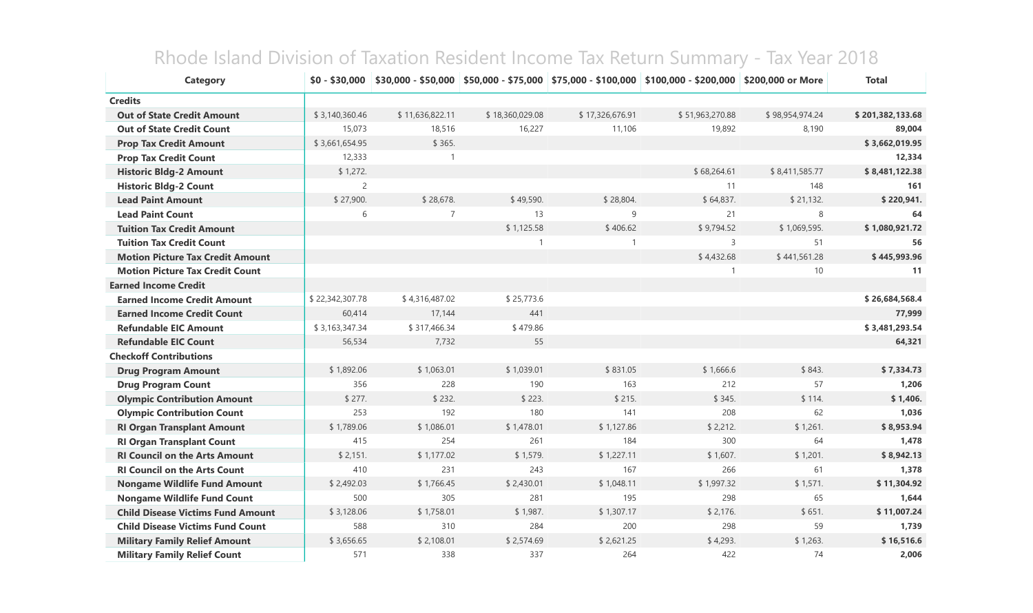# Rhode Island Division of Taxation Resident Income Tax Return Summary - Tax Year 2018

| Category | $0 - $30,000 | $30,000 - $50,000 | $50,000 - $75,000 | $75,000 - $100,000 | $100,000 - $200,000 | $200,000 or More | Total |
|---|---|---|---|---|---|---|---|
| **Credits** | | | | | | | |
| **Out of State Credit Amount** | $ 3,140,360.46 | $ 11,636,822.11 | $ 18,360,029.08 | $ 17,326,676.91 | $ 51,963,270.88 | $ 98,954,974.24 | **$ 201,382,133.68** |
| **Out of State Credit Count** | 15,073 | 18,516 | 16,227 | 11,106 | 19,892 | 8,190 | **89,004** |
| **Prop Tax Credit Amount** | $ 3,661,654.95 | $ 365. | | | | | **$ 3,662,019.95** |
| **Prop Tax Credit Count** | 12,333 | 1 | | | | | **12,334** |
| **Historic Bldg-2 Amount** | $ 1,272. | | | | $ 68,264.61 | $ 8,411,585.77 | **$ 8,481,122.38** |
| **Historic Bldg-2 Count** | 2 | | | | 11 | 148 | **161** |
| **Lead Paint Amount** | $ 27,900. | $ 28,678. | $ 49,590. | $ 28,804. | $ 64,837. | $ 21,132. | **$ 220,941.** |
| **Lead Paint Count** | 6 | 7 | 13 | 9 | 21 | 8 | **64** |
| **Tuition Tax Credit Amount** | | | $ 1,125.58 | $ 406.62 | $ 9,794.52 | $ 1,069,595. | **$ 1,080,921.72** |
| **Tuition Tax Credit Count** | | | 1 | 1 | 3 | 51 | **56** |
| **Motion Picture Tax Credit Amount** | | | | | $ 4,432.68 | $ 441,561.28 | **$ 445,993.96** |
| **Motion Picture Tax Credit Count** | | | | | 1 | 10 | **11** |
| **Earned Income Credit** | | | | | | | |
| **Earned Income Credit Amount** | $ 22,342,307.78 | $ 4,316,487.02 | $ 25,773.6 | | | | **$ 26,684,568.4** |
| **Earned Income Credit Count** | 60,414 | 17,144 | 441 | | | | **77,999** |
| **Refundable EIC Amount** | $ 3,163,347.34 | $ 317,466.34 | $ 479.86 | | | | **$ 3,481,293.54** |
| **Refundable EIC Count** | 56,534 | 7,732 | 55 | | | | **64,321** |
| **Checkoff Contributions** | | | | | | | |
| **Drug Program Amount** | $ 1,892.06 | $ 1,063.01 | $ 1,039.01 | $ 831.05 | $ 1,666.6 | $ 843. | **$ 7,334.73** |
| **Drug Program Count** | 356 | 228 | 190 | 163 | 212 | 57 | **1,206** |
| **Olympic Contribution Amount** | $ 277. | $ 232. | $ 223. | $ 215. | $ 345. | $ 114. | **$ 1,406.** |
| **Olympic Contribution Count** | 253 | 192 | 180 | 141 | 208 | 62 | **1,036** |
| **RI Organ Transplant Amount** | $ 1,789.06 | $ 1,086.01 | $ 1,478.01 | $ 1,127.86 | $ 2,212. | $ 1,261. | **$ 8,953.94** |
| **RI Organ Transplant Count** | 415 | 254 | 261 | 184 | 300 | 64 | **1,478** |
| **RI Council on the Arts Amount** | $ 2,151. | $ 1,177.02 | $ 1,579. | $ 1,227.11 | $ 1,607. | $ 1,201. | **$ 8,942.13** |
| **RI Council on the Arts Count** | 410 | 231 | 243 | 167 | 266 | 61 | **1,378** |
| **Nongame Wildlife Fund Amount** | $ 2,492.03 | $ 1,766.45 | $ 2,430.01 | $ 1,048.11 | $ 1,997.32 | $ 1,571. | **$ 11,304.92** |
| **Nongame Wildlife Fund Count** | 500 | 305 | 281 | 195 | 298 | 65 | **1,644** |
| **Child Disease Victims Fund Amount** | $ 3,128.06 | $ 1,758.01 | $ 1,987. | $ 1,307.17 | $ 2,176. | $ 651. | **$ 11,007.24** |
| **Child Disease Victims Fund Count** | 588 | 310 | 284 | 200 | 298 | 59 | **1,739** |
| **Military Family Relief Amount** | $ 3,656.65 | $ 2,108.01 | $ 2,574.69 | $ 2,621.25 | $ 4,293. | $ 1,263. | **$ 16,516.6** |
| **Military Family Relief Count** | 571 | 338 | 337 | 264 | 422 | 74 | **2,006** |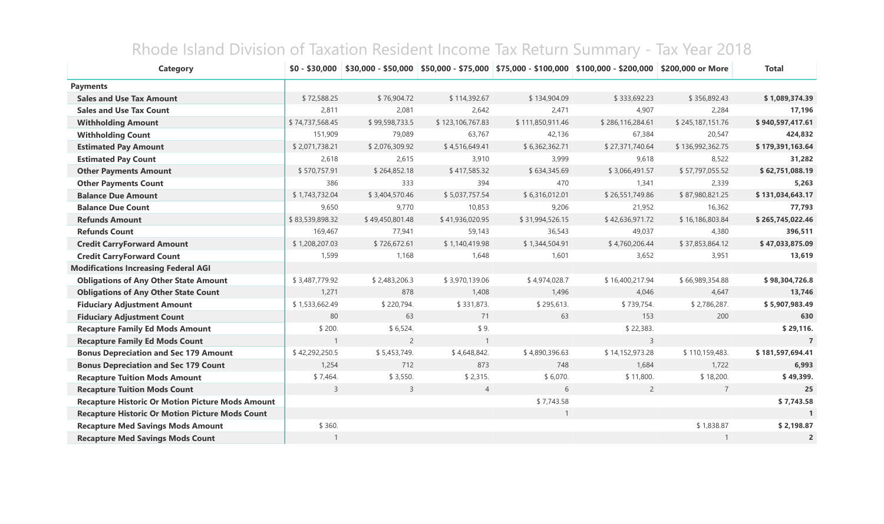# Rhode Island Division of Taxation Resident Income Tax Return Summary - Tax Year 2018

| Category | $0 - $30,000 | $30,000 - $50,000 | $50,000 - $75,000 | $75,000 - $100,000 | $100,000 - $200,000 | $200,000 or More | Total |
|---|---|---|---|---|---|---|---|
| **Payments** | | | | | | | |
| **Sales and Use Tax Amount** | $ 72,588.25 | $ 76,904.72 | $ 114,392.67 | $ 134,904.09 | $ 333,692.23 | $ 356,892.43 | **$ 1,089,374.39** |
| **Sales and Use Tax Count** | 2,811 | 2,081 | 2,642 | 2,471 | 4,907 | 2,284 | **17,196** |
| **Withholding Amount** | $ 74,737,568.45 | $ 99,598,733.5 | $ 123,106,767.83 | $ 111,850,911.46 | $ 286,116,284.61 | $ 245,187,151.76 | **$ 940,597,417.61** |
| **Withholding Count** | 151,909 | 79,089 | 63,767 | 42,136 | 67,384 | 20,547 | **424,832** |
| **Estimated Pay Amount** | $ 2,071,738.21 | $ 2,076,309.92 | $ 4,516,649.41 | $ 6,362,362.71 | $ 27,371,740.64 | $ 136,992,362.75 | **$ 179,391,163.64** |
| **Estimated Pay Count** | 2,618 | 2,615 | 3,910 | 3,999 | 9,618 | 8,522 | **31,282** |
| **Other Payments Amount** | $ 570,757.91 | $ 264,852.18 | $ 417,585.32 | $ 634,345.69 | $ 3,066,491.57 | $ 57,797,055.52 | **$ 62,751,088.19** |
| **Other Payments Count** | 386 | 333 | 394 | 470 | 1,341 | 2,339 | **5,263** |
| **Balance Due Amount** | $ 1,743,732.04 | $ 3,404,570.46 | $ 5,037,757.54 | $ 6,316,012.01 | $ 26,551,749.86 | $ 87,980,821.25 | **$ 131,034,643.17** |
| **Balance Due Count** | 9,650 | 9,770 | 10,853 | 9,206 | 21,952 | 16,362 | **77,793** |
| **Refunds Amount** | $ 83,539,898.32 | $ 49,450,801.48 | $ 41,936,020.95 | $ 31,994,526.15 | $ 42,636,971.72 | $ 16,186,803.84 | **$ 265,745,022.46** |
| **Refunds Count** | 169,467 | 77,941 | 59,143 | 36,543 | 49,037 | 4,380 | **396,511** |
| **Credit CarryForward Amount** | $ 1,208,207.03 | $ 726,672.61 | $ 1,140,419.98 | $ 1,344,504.91 | $ 4,760,206.44 | $ 37,853,864.12 | **$ 47,033,875.09** |
| **Credit CarryForward Count** | 1,599 | 1,168 | 1,648 | 1,601 | 3,652 | 3,951 | **13,619** |
| **Modifications Increasing Federal AGI** | | | | | | | |
| **Obligations of Any Other State Amount** | $ 3,487,779.92 | $ 2,483,206.3 | $ 3,970,139.06 | $ 4,974,028.7 | $ 16,400,217.94 | $ 66,989,354.88 | **$ 98,304,726.8** |
| **Obligations of Any Other State Count** | 1,271 | 878 | 1,408 | 1,496 | 4,046 | 4,647 | **13,746** |
| **Fiduciary Adjustment Amount** | $ 1,533,662.49 | $ 220,794. | $ 331,873. | $ 295,613. | $ 739,754. | $ 2,786,287. | **$ 5,907,983.49** |
| **Fiduciary Adjustment Count** | 80 | 63 | 71 | 63 | 153 | 200 | **630** |
| **Recapture Family Ed Mods Amount** | $ 200. | $ 6,524. | $ 9. | | $ 22,383. | | **$ 29,116.** |
| **Recapture Family Ed Mods Count** | 1 | 2 | 1 | | 3 | | **7** |
| **Bonus Depreciation and Sec 179 Amount** | $ 42,292,250.5 | $ 5,453,749. | $ 4,648,842. | $ 4,890,396.63 | $ 14,152,973.28 | $ 110,159,483. | **$ 181,597,694.41** |
| **Bonus Depreciation and Sec 179 Count** | 1,254 | 712 | 873 | 748 | 1,684 | 1,722 | **6,993** |
| **Recapture Tuition Mods Amount** | $ 7,464. | $ 3,550. | $ 2,315. | $ 6,070. | $ 11,800. | $ 18,200. | **$ 49,399.** |
| **Recapture Tuition Mods Count** | 3 | 3 | 4 | 6 | 2 | 7 | **25** |
| **Recapture Historic Or Motion Picture Mods Amount** | | | | $ 7,743.58 | | | **$ 7,743.58** |
| **Recapture Historic Or Motion Picture Mods Count** | | | | 1 | | | **1** |
| **Recapture Med Savings Mods Amount** | $ 360. | | | | | $ 1,838.87 | **$ 2,198.87** |
| **Recapture Med Savings Mods Count** | 1 | | | | | 1 | **2** |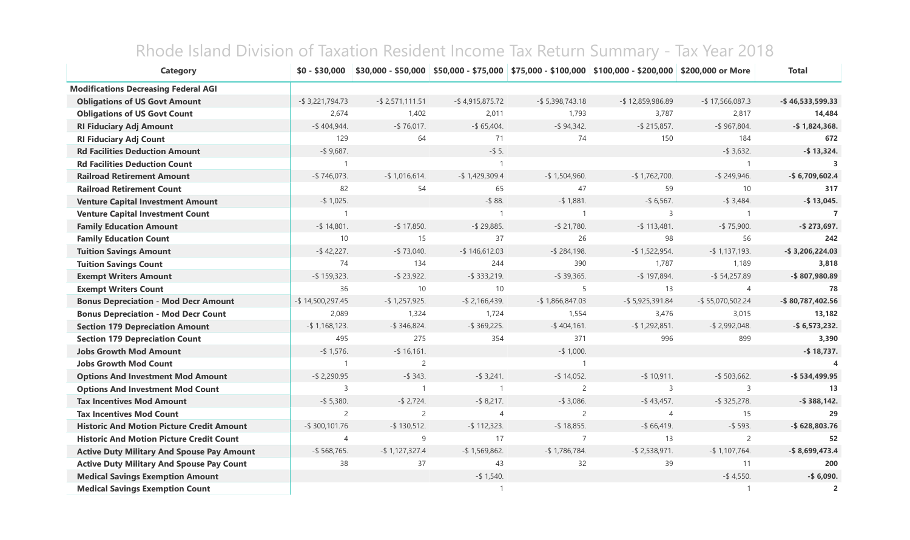# Rhode Island Division of Taxation Resident Income Tax Return Summary - Tax Year 2018

| Category | $0 - $30,000 | $30,000 - $50,000 | $50,000 - $75,000 | $75,000 - $100,000 | $100,000 - $200,000 | $200,000 or More | Total |
|---|---|---|---|---|---|---|---|
| **Modifications Decreasing Federal AGI** | | | | | | | |
| **Obligations of US Govt Amount** | -$ 3,221,794.73 | -$ 2,571,111.51 | -$ 4,915,875.72 | -$ 5,398,743.18 | -$ 12,859,986.89 | -$ 17,566,087.3 | **-$ 46,533,599.33** |
| **Obligations of US Govt Count** | 2,674 | 1,402 | 2,011 | 1,793 | 3,787 | 2,817 | **14,484** |
| **RI Fiduciary Adj Amount** | -$ 404,944. | -$ 76,017. | -$ 65,404. | -$ 94,342. | -$ 215,857. | -$ 967,804. | **-$ 1,824,368.** |
| **RI Fiduciary Adj Count** | 129 | 64 | 71 | 74 | 150 | 184 | **672** |
| **Rd Facilities Deduction Amount** | -$ 9,687. | | -$ 5. | | | -$ 3,632. | **-$ 13,324.** |
| **Rd Facilities Deduction Count** | 1 | | 1 | | | 1 | **3** |
| **Railroad Retirement Amount** | -$ 746,073. | -$ 1,016,614. | -$ 1,429,309.4 | -$ 1,504,960. | -$ 1,762,700. | -$ 249,946. | **-$ 6,709,602.4** |
| **Railroad Retirement Count** | 82 | 54 | 65 | 47 | 59 | 10 | **317** |
| **Venture Capital Investment Amount** | -$ 1,025. | | -$ 88. | -$ 1,881. | -$ 6,567. | -$ 3,484. | **-$ 13,045.** |
| **Venture Capital Investment Count** | 1 | | 1 | 1 | 3 | 1 | **7** |
| **Family Education Amount** | -$ 14,801. | -$ 17,850. | -$ 29,885. | -$ 21,780. | -$ 113,481. | -$ 75,900. | **-$ 273,697.** |
| **Family Education Count** | 10 | 15 | 37 | 26 | 98 | 56 | **242** |
| **Tuition Savings Amount** | -$ 42,227. | -$ 73,040. | -$ 146,612.03 | -$ 284,198. | -$ 1,522,954. | -$ 1,137,193. | **-$ 3,206,224.03** |
| **Tuition Savings Count** | 74 | 134 | 244 | 390 | 1,787 | 1,189 | **3,818** |
| **Exempt Writers Amount** | -$ 159,323. | -$ 23,922. | -$ 333,219. | -$ 39,365. | -$ 197,894. | -$ 54,257.89 | **-$ 807,980.89** |
| **Exempt Writers Count** | 36 | 10 | 10 | 5 | 13 | 4 | **78** |
| **Bonus Depreciation - Mod Decr Amount** | -$ 14,500,297.45 | -$ 1,257,925. | -$ 2,166,439. | -$ 1,866,847.03 | -$ 5,925,391.84 | -$ 55,070,502.24 | **-$ 80,787,402.56** |
| **Bonus Depreciation - Mod Decr Count** | 2,089 | 1,324 | 1,724 | 1,554 | 3,476 | 3,015 | **13,182** |
| **Section 179 Depreciation Amount** | -$ 1,168,123. | -$ 346,824. | -$ 369,225. | -$ 404,161. | -$ 1,292,851. | -$ 2,992,048. | **-$ 6,573,232.** |
| **Section 179 Depreciation Count** | 495 | 275 | 354 | 371 | 996 | 899 | **3,390** |
| **Jobs Growth Mod Amount** | -$ 1,576. | -$ 16,161. | | -$ 1,000. | | | **-$ 18,737.** |
| **Jobs Growth Mod Count** | 1 | 2 | | 1 | | | **4** |
| **Options And Investment Mod Amount** | -$ 2,290.95 | -$ 343. | -$ 3,241. | -$ 14,052. | -$ 10,911. | -$ 503,662. | **-$ 534,499.95** |
| **Options And Investment Mod Count** | 3 | 1 | 1 | 2 | 3 | 3 | **13** |
| **Tax Incentives Mod Amount** | -$ 5,380. | -$ 2,724. | -$ 8,217. | -$ 3,086. | -$ 43,457. | -$ 325,278. | **-$ 388,142.** |
| **Tax Incentives Mod Count** | 2 | 2 | 4 | 2 | 4 | 15 | **29** |
| **Historic And Motion Picture Credit Amount** | -$ 300,101.76 | -$ 130,512. | -$ 112,323. | -$ 18,855. | -$ 66,419. | -$ 593. | **-$ 628,803.76** |
| **Historic And Motion Picture Credit Count** | 4 | 9 | 17 | 7 | 13 | 2 | **52** |
| **Active Duty Military And Spouse Pay Amount** | -$ 568,765. | -$ 1,127,327.4 | -$ 1,569,862. | -$ 1,786,784. | -$ 2,538,971. | -$ 1,107,764. | **-$ 8,699,473.4** |
| **Active Duty Military And Spouse Pay Count** | 38 | 37 | 43 | 32 | 39 | 11 | **200** |
| **Medical Savings Exemption Amount** | | | -$ 1,540. | | | -$ 4,550. | **-$ 6,090.** |
| **Medical Savings Exemption Count** | | | 1 | | | 1 | **2** |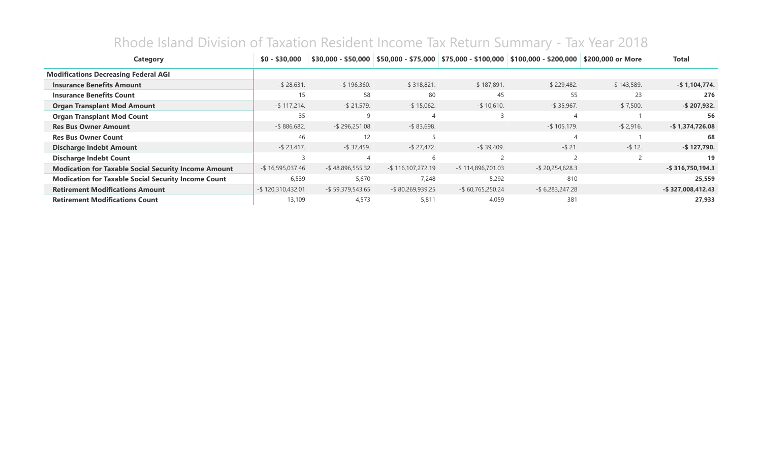# Rhode Island Division of Taxation Resident Income Tax Return Summary - Tax Year 2018

| Category | $0 - $30,000 | $30,000 - $50,000 | $50,000 - $75,000 | $75,000 - $100,000 | $100,000 - $200,000 | $200,000 or More | Total |
|---|---|---|---|---|---|---|---|
| **Modifications Decreasing Federal AGI** | | | | | | | |
| **Insurance Benefits Amount** | -$ 28,631. | -$ 196,360. | -$ 318,821. | -$ 187,891. | -$ 229,482. | -$ 143,589. | **-$ 1,104,774.** |
| **Insurance Benefits Count** | 15 | 58 | 80 | 45 | 55 | 23 | **276** |
| **Organ Transplant Mod Amount** | -$ 117,214. | -$ 21,579. | -$ 15,062. | -$ 10,610. | -$ 35,967. | -$ 7,500. | **-$ 207,932.** |
| **Organ Transplant Mod Count** | 35 | 9 | 4 | 3 | 4 | 1 | **56** |
| **Res Bus Owner Amount** | -$ 886,682. | -$ 296,251.08 | -$ 83,698. | | -$ 105,179. | -$ 2,916. | **-$ 1,374,726.08** |
| **Res Bus Owner Count** | 46 | 12 | 5 | | 4 | 1 | **68** |
| **Discharge Indebt Amount** | -$ 23,417. | -$ 37,459. | -$ 27,472. | -$ 39,409. | -$ 21. | -$ 12. | **-$ 127,790.** |
| **Discharge Indebt Count** | 3 | 4 | 6 | 2 | 2 | 2 | **19** |
| **Modication for Taxable Social Security Income Amount** | -$ 16,595,037.46 | -$ 48,896,555.32 | -$ 116,107,272.19 | -$ 114,896,701.03 | -$ 20,254,628.3 | | **-$ 316,750,194.3** |
| **Modication for Taxable Social Security Income Count** | 6,539 | 5,670 | 7,248 | 5,292 | 810 | | **25,559** |
| **Retirement Modifications Amount** | -$ 120,310,432.01 | -$ 59,379,543.65 | -$ 80,269,939.25 | -$ 60,765,250.24 | -$ 6,283,247.28 | | **-$ 327,008,412.43** |
| **Retirement Modifications Count** | 13,109 | 4,573 | 5,811 | 4,059 | 381 | | **27,933** |